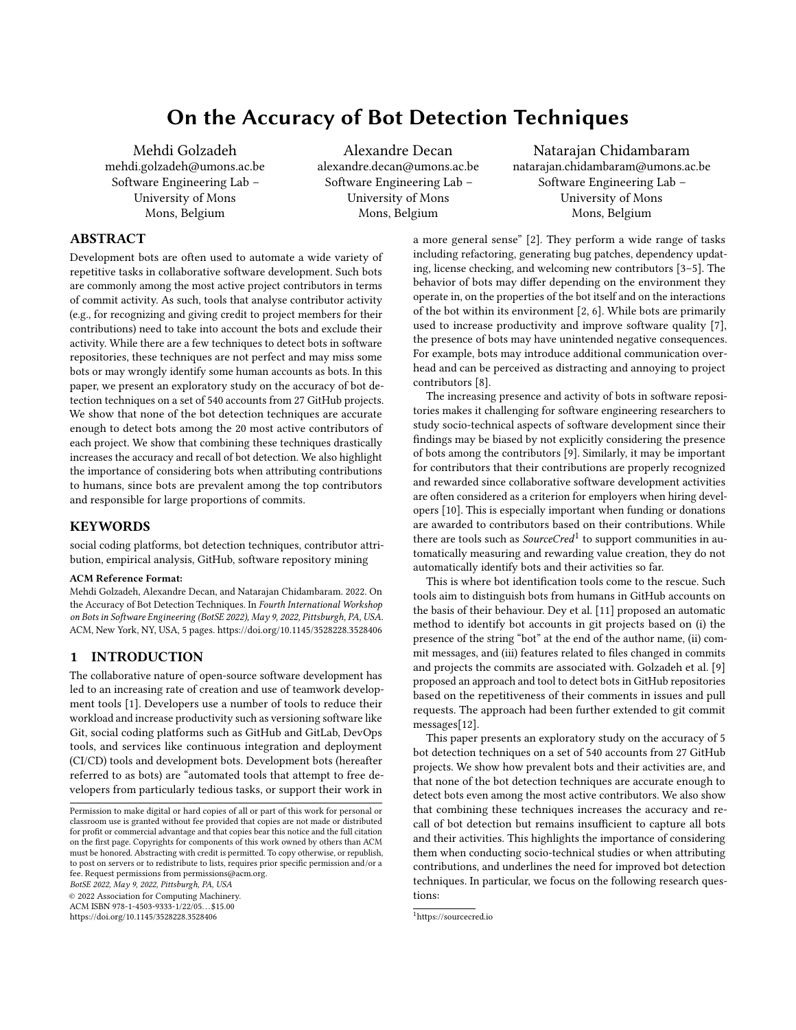# On the Accuracy of Bot Detection Techniques

Mehdi Golzadeh
mehdi.golzadeh@umons.ac.be
Software Engineering Lab –
University of Mons
Mons, Belgium

Alexandre Decan
alexandre.decan@umons.ac.be
Software Engineering Lab –
University of Mons
Mons, Belgium

Natarajan Chidambaram
natarajan.chidambaram@umons.ac.be
Software Engineering Lab –
University of Mons
Mons, Belgium

## ABSTRACT

Development bots are often used to automate a wide variety of repetitive tasks in collaborative software development. Such bots are commonly among the most active project contributors in terms of commit activity. As such, tools that analyse contributor activity (e.g., for recognizing and giving credit to project members for their contributions) need to take into account the bots and exclude their activity. While there are a few techniques to detect bots in software repositories, these techniques are not perfect and may miss some bots or may wrongly identify some human accounts as bots. In this paper, we present an exploratory study on the accuracy of bot detection techniques on a set of 540 accounts from 27 GitHub projects. We show that none of the bot detection techniques are accurate enough to detect bots among the 20 most active contributors of each project. We show that combining these techniques drastically increases the accuracy and recall of bot detection. We also highlight the importance of considering bots when attributing contributions to humans, since bots are prevalent among the top contributors and responsible for large proportions of commits.

## KEYWORDS

social coding platforms, bot detection techniques, contributor attribution, empirical analysis, GitHub, software repository mining

**ACM Reference Format:**
Mehdi Golzadeh, Alexandre Decan, and Natarajan Chidambaram. 2022. On the Accuracy of Bot Detection Techniques. In *Fourth International Workshop on Bots in Software Engineering (BotSE 2022), May 9, 2022, Pittsburgh, PA, USA.* ACM, New York, NY, USA, 5 pages. https://doi.org/10.1145/3528228.3528406

## 1 INTRODUCTION

The collaborative nature of open-source software development has led to an increasing rate of creation and use of teamwork development tools [1]. Developers use a number of tools to reduce their workload and increase productivity such as versioning software like Git, social coding platforms such as GitHub and GitLab, DevOps tools, and services like continuous integration and deployment (CI/CD) tools and development bots. Development bots (hereafter referred to as bots) are "automated tools that attempt to free developers from particularly tedious tasks, or support their work in a more general sense" [2]. They perform a wide range of tasks including refactoring, generating bug patches, dependency updating, license checking, and welcoming new contributors [3–5]. The behavior of bots may differ depending on the environment they operate in, on the properties of the bot itself and on the interactions of the bot within its environment [2, 6]. While bots are primarily used to increase productivity and improve software quality [7], the presence of bots may have unintended negative consequences. For example, bots may introduce additional communication overhead and can be perceived as distracting and annoying to project contributors [8].

The increasing presence and activity of bots in software repositories makes it challenging for software engineering researchers to study socio-technical aspects of software development since their findings may be biased by not explicitly considering the presence of bots among the contributors [9]. Similarly, it may be important for contributors that their contributions are properly recognized and rewarded since collaborative software development activities are often considered as a criterion for employers when hiring developers [10]. This is especially important when funding or donations are awarded to contributors based on their contributions. While there are tools such as *SourceCred*[1] to support communities in automatically measuring and rewarding value creation, they do not automatically identify bots and their activities so far.

This is where bot identification tools come to the rescue. Such tools aim to distinguish bots from humans in GitHub accounts on the basis of their behaviour. Dey et al. [11] proposed an automatic method to identify bot accounts in git projects based on (i) the presence of the string "bot" at the end of the author name, (ii) commit messages, and (iii) features related to files changed in commits and projects the commits are associated with. Golzadeh et al. [9] proposed an approach and tool to detect bots in GitHub repositories based on the repetitiveness of their comments in issues and pull requests. The approach had been further extended to git commit messages[12].

This paper presents an exploratory study on the accuracy of 5 bot detection techniques on a set of 540 accounts from 27 GitHub projects. We show how prevalent bots and their activities are, and that none of the bot detection techniques are accurate enough to detect bots even among the most active contributors. We also show that combining these techniques increases the accuracy and recall of bot detection but remains insufficient to capture all bots and their activities. This highlights the importance of considering them when conducting socio-technical studies or when attributing contributions, and underlines the need for improved bot detection techniques. In particular, we focus on the following research questions:

Permission to make digital or hard copies of all or part of this work for personal or classroom use is granted without fee provided that copies are not made or distributed for profit or commercial advantage and that copies bear this notice and the full citation on the first page. Copyrights for components of this work owned by others than ACM must be honored. Abstracting with credit is permitted. To copy otherwise, or republish, to post on servers or to redistribute to lists, requires prior specific permission and/or a fee. Request permissions from permissions@acm.org.
*BotSE 2022, May 9, 2022, Pittsburgh, PA, USA*
© 2022 Association for Computing Machinery.
ACM ISBN 978-1-4503-9333-1/22/05...$15.00
https://doi.org/10.1145/3528228.3528406

[1] https://sourcecred.io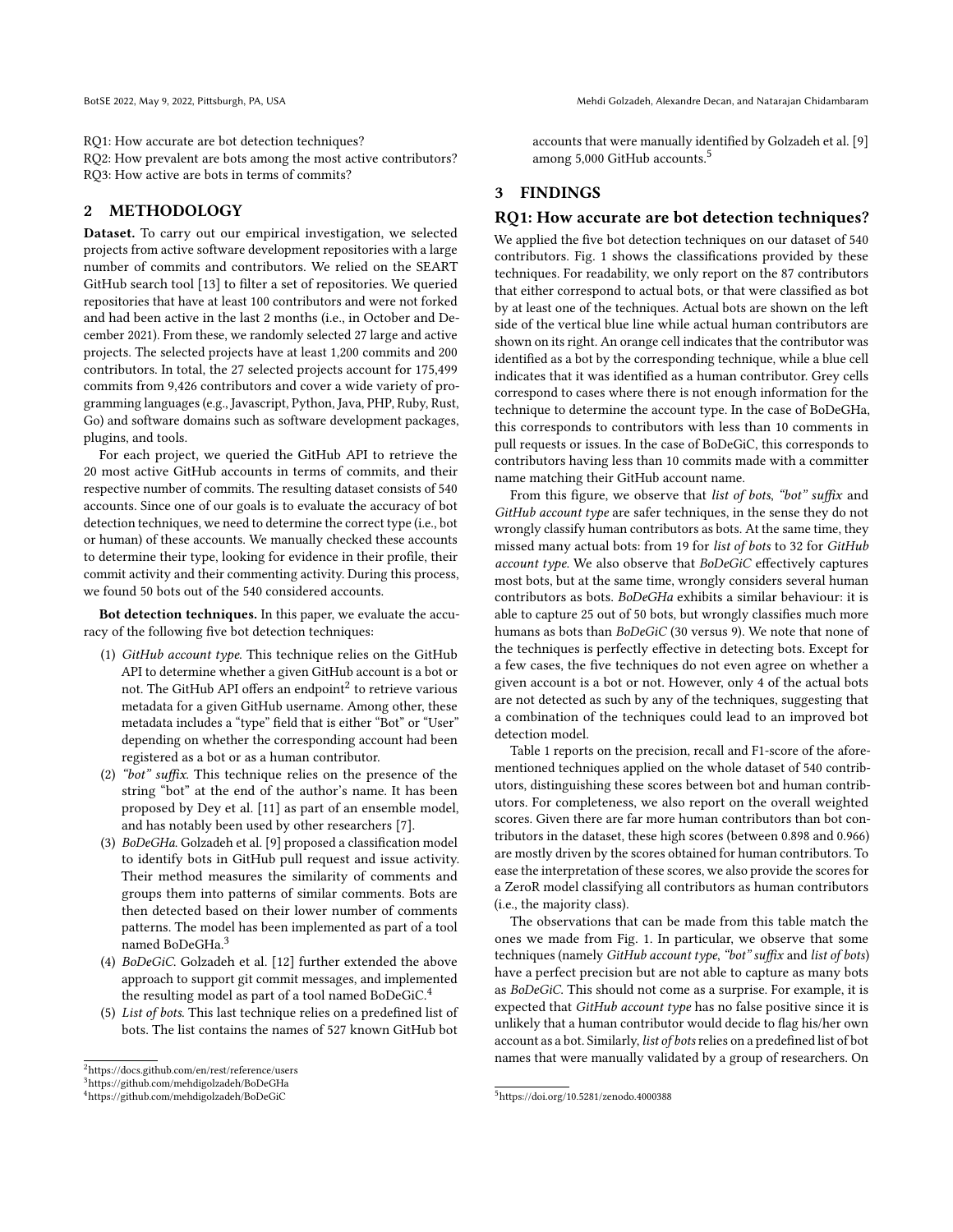RQ1: How accurate are bot detection techniques?
RQ2: How prevalent are bots among the most active contributors?
RQ3: How active are bots in terms of commits?

## 2 METHODOLOGY

**Dataset.** To carry out our empirical investigation, we selected projects from active software development repositories with a large number of commits and contributors. We relied on the SEART GitHub search tool [13] to filter a set of repositories. We queried repositories that have at least 100 contributors and were not forked and had been active in the last 2 months (i.e., in October and December 2021). From these, we randomly selected 27 large and active projects. The selected projects have at least 1,200 commits and 200 contributors. In total, the 27 selected projects account for 175,499 commits from 9,426 contributors and cover a wide variety of programming languages (e.g., Javascript, Python, Java, PHP, Ruby, Rust, Go) and software domains such as software development packages, plugins, and tools.

For each project, we queried the GitHub API to retrieve the 20 most active GitHub accounts in terms of commits, and their respective number of commits. The resulting dataset consists of 540 accounts. Since one of our goals is to evaluate the accuracy of bot detection techniques, we need to determine the correct type (i.e., bot or human) of these accounts. We manually checked these accounts to determine their type, looking for evidence in their profile, their commit activity and their commenting activity. During this process, we found 50 bots out of the 540 considered accounts.

**Bot detection techniques.** In this paper, we evaluate the accuracy of the following five bot detection techniques:

1. *GitHub account type*. This technique relies on the GitHub API to determine whether a given GitHub account is a bot or not. The GitHub API offers an endpoint[2] to retrieve various metadata for a given GitHub username. Among other, these metadata includes a "type" field that is either "Bot" or "User" depending on whether the corresponding account had been registered as a bot or as a human contributor.
2. *"bot" suffix*. This technique relies on the presence of the string "bot" at the end of the author's name. It has been proposed by Dey et al. [11] as part of an ensemble model, and has notably been used by other researchers [7].
3. *BoDeGHa*. Golzadeh et al. [9] proposed a classification model to identify bots in GitHub pull request and issue activity. Their method measures the similarity of comments and groups them into patterns of similar comments. Bots are then detected based on their lower number of comments patterns. The model has been implemented as part of a tool named BoDeGHa.[3]
4. *BoDeGiC*. Golzadeh et al. [12] further extended the above approach to support git commit messages, and implemented the resulting model as part of a tool named BoDeGiC.[4]
5. *List of bots*. This last technique relies on a predefined list of bots. The list contains the names of 527 known GitHub bot accounts that were manually identified by Golzadeh et al. [9] among 5,000 GitHub accounts.[5]

[2] https://docs.github.com/en/rest/reference/users
[3] https://github.com/mehdigolzadeh/BoDeGHa
[4] https://github.com/mehdigolzadeh/BoDeGiC

## 3 FINDINGS

### RQ1: How accurate are bot detection techniques?

We applied the five bot detection techniques on our dataset of 540 contributors. Fig. 1 shows the classifications provided by these techniques. For readability, we only report on the 87 contributors that either correspond to actual bots, or that were classified as bot by at least one of the techniques. Actual bots are shown on the left side of the vertical blue line while actual human contributors are shown on its right. An orange cell indicates that the contributor was identified as a bot by the corresponding technique, while a blue cell indicates that it was identified as a human contributor. Grey cells correspond to cases where there is not enough information for the technique to determine the account type. In the case of BoDeGHa, this corresponds to contributors with less than 10 comments in pull requests or issues. In the case of BoDeGiC, this corresponds to contributors having less than 10 commits made with a committer name matching their GitHub account name.

From this figure, we observe that *list of bots*, *"bot" suffix* and *GitHub account type* are safer techniques, in the sense they do not wrongly classify human contributors as bots. At the same time, they missed many actual bots: from 19 for *list of bots* to 32 for *GitHub account type*. We also observe that *BoDeGiC* effectively captures most bots, but at the same time, wrongly considers several human contributors as bots. *BoDeGHa* exhibits a similar behaviour: it is able to capture 25 out of 50 bots, but wrongly classifies much more humans as bots than *BoDeGiC* (30 versus 9). We note that none of the techniques is perfectly effective in detecting bots. Except for a few cases, the five techniques do not even agree on whether a given account is a bot or not. However, only 4 of the actual bots are not detected as such by any of the techniques, suggesting that a combination of the techniques could lead to an improved bot detection model.

Table 1 reports on the precision, recall and F1-score of the aforementioned techniques applied on the whole dataset of 540 contributors, distinguishing these scores between bot and human contributors. For completeness, we also report on the overall weighted scores. Given there are far more human contributors than bot contributors in the dataset, these high scores (between 0.898 and 0.966) are mostly driven by the scores obtained for human contributors. To ease the interpretation of these scores, we also provide the scores for a ZeroR model classifying all contributors as human contributors (i.e., the majority class).

The observations that can be made from this table match the ones we made from Fig. 1. In particular, we observe that some techniques (namely *GitHub account type*, *"bot" suffix* and *list of bots*) have a perfect precision but are not able to capture as many bots as *BoDeGiC*. This should not come as a surprise. For example, it is expected that *GitHub account type* has no false positive since it is unlikely that a human contributor would decide to flag his/her own account as a bot. Similarly, *list of bots* relies on a predefined list of bot names that were manually validated by a group of researchers. On

[5] https://doi.org/10.5281/zenodo.4000388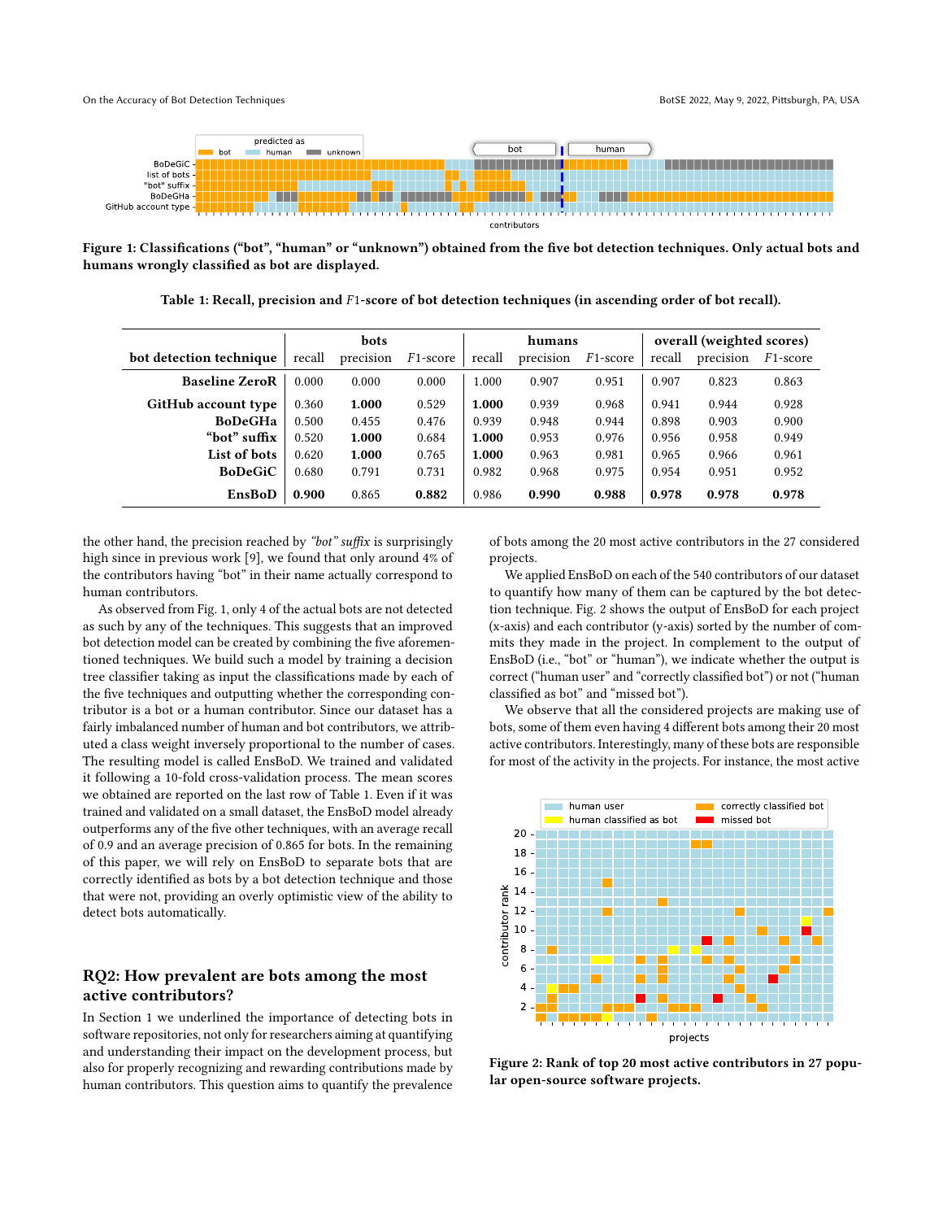predicted as

bot human unknown

bot human

BoDeGiC

list of bots

"bot" suffix

BoDeGHa

GitHub account type

contributors

**Figure 1: Classifications (“bot”, “human” or “unknown”) obtained from the five bot detection techniques. Only actual bots and humans wrongly classified as bot are displayed.**

**Table 1: Recall, precision and $F1$-score of bot detection techniques (in ascending order of bot recall).**

| | bots | | | humans | | | overall (weighted scores) | | |
|---|---|---|---|---|---|---|---|---|---|
| **bot detection technique** | recall | precision | $F1$-score | recall | precision | $F1$-score | recall | precision | $F1$-score |
| **Baseline ZeroR** | 0.000 | 0.000 | 0.000 | 1.000 | 0.907 | 0.951 | 0.907 | 0.823 | 0.863 |
| **GitHub account type** | 0.360 | **1.000** | 0.529 | **1.000** | 0.939 | 0.968 | 0.941 | 0.944 | 0.928 |
| **BoDeGHa** | 0.500 | 0.455 | 0.476 | 0.939 | 0.948 | 0.944 | 0.898 | 0.903 | 0.900 |
| **“bot” suffix** | 0.520 | **1.000** | 0.684 | **1.000** | 0.953 | 0.976 | 0.956 | 0.958 | 0.949 |
| **List of bots** | 0.620 | **1.000** | 0.765 | **1.000** | 0.963 | 0.981 | 0.965 | 0.966 | 0.961 |
| **BoDeGiC** | 0.680 | 0.791 | 0.731 | 0.982 | 0.968 | 0.975 | 0.954 | 0.951 | 0.952 |
| **EnsBoD** | **0.900** | 0.865 | **0.882** | 0.986 | **0.990** | **0.988** | **0.978** | **0.978** | **0.978** |

the other hand, the precision reached by *“bot” suffix* is surprisingly high since in previous work [9], we found that only around 4% of the contributors having “bot” in their name actually correspond to human contributors.

As observed from Fig. 1, only 4 of the actual bots are not detected as such by any of the techniques. This suggests that an improved bot detection model can be created by combining the five aforementioned techniques. We build such a model by training a decision tree classifier taking as input the classifications made by each of the five techniques and outputting whether the corresponding contributor is a bot or a human contributor. Since our dataset has a fairly imbalanced number of human and bot contributors, we attributed a class weight inversely proportional to the number of cases. The resulting model is called EnsBoD. We trained and validated it following a 10-fold cross-validation process. The mean scores we obtained are reported on the last row of Table 1. Even if it was trained and validated on a small dataset, the EnsBoD model already outperforms any of the five other techniques, with an average recall of 0.9 and an average precision of 0.865 for bots. In the remaining of this paper, we will rely on EnsBoD to separate bots that are correctly identified as bots by a bot detection technique and those that were not, providing an overly optimistic view of the ability to detect bots automatically.

## RQ2: How prevalent are bots among the most active contributors?

In Section 1 we underlined the importance of detecting bots in software repositories, not only for researchers aiming at quantifying and understanding their impact on the development process, but also for properly recognizing and rewarding contributions made by human contributors. This question aims to quantify the prevalence of bots among the 20 most active contributors in the 27 considered projects.

We applied EnsBoD on each of the 540 contributors of our dataset to quantify how many of them can be captured by the bot detection technique. Fig. 2 shows the output of EnsBoD for each project (x-axis) and each contributor (y-axis) sorted by the number of commits they made in the project. In complement to the output of EnsBoD (i.e., “bot” or “human”), we indicate whether the output is correct (“human user” and “correctly classified bot”) or not (“human classified as bot” and “missed bot”).

We observe that all the considered projects are making use of bots, some of them even having 4 different bots among their 20 most active contributors. Interestingly, many of these bots are responsible for most of the activity in the projects. For instance, the most active

human user

correctly classified bot

human classified as bot

missed bot

contributor rank

20

18

16

14

12

10

8

6

4

2

projects

**Figure 2: Rank of top 20 most active contributors in 27 popular open-source software projects.**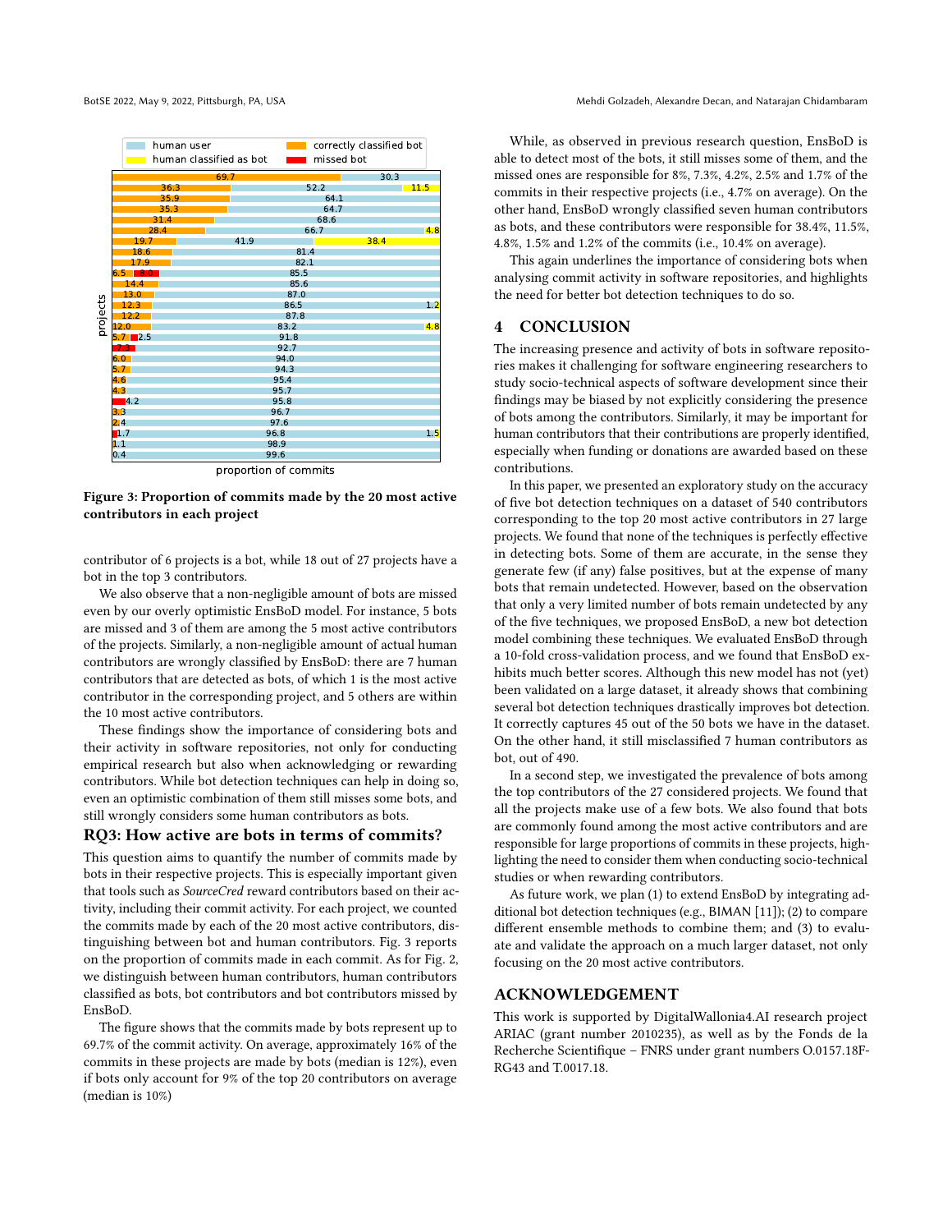human user
correctly classified bot
human classified as bot
missed bot

projects

69.7 30.3
36.3 52.2 11.5
35.9 64.1
35.3 64.7
31.4 68.6
28.4 66.7 4.8
19.7 41.9 38.4
18.6 81.4
17.9 82.1
6.5 8.0 85.5
14.4 85.6
13.0 87.0
12.3 86.5 1.2
12.2 87.8
12.0 83.2 4.8
5.7 2.5 91.8
7.3 92.7
6.0 94.0
5.7 94.3
4.6 95.4
4.3 95.7
4.2 95.8
3.3 96.7
2.4 97.6
1.7 96.8 1.5
1.1 98.9
0.4 99.6

proportion of commits

**Figure 3: Proportion of commits made by the 20 most active contributors in each project**

contributor of 6 projects is a bot, while 18 out of 27 projects have a bot in the top 3 contributors.

We also observe that a non-negligible amount of bots are missed even by our overly optimistic EnsBoD model. For instance, 5 bots are missed and 3 of them are among the 5 most active contributors of the projects. Similarly, a non-negligible amount of actual human contributors are wrongly classified by EnsBoD: there are 7 human contributors that are detected as bots, of which 1 is the most active contributor in the corresponding project, and 5 others are within the 10 most active contributors.

These findings show the importance of considering bots and their activity in software repositories, not only for conducting empirical research but also when acknowledging or rewarding contributors. While bot detection techniques can help in doing so, even an optimistic combination of them still misses some bots, and still wrongly considers some human contributors as bots.

### RQ3: How active are bots in terms of commits?

This question aims to quantify the number of commits made by bots in their respective projects. This is especially important given that tools such as *SourceCred* reward contributors based on their activity, including their commit activity. For each project, we counted the commits made by each of the 20 most active contributors, distinguishing between bot and human contributors. Fig. 3 reports on the proportion of commits made in each commit. As for Fig. 2, we distinguish between human contributors, human contributors classified as bots, bot contributors and bot contributors missed by EnsBoD.

The figure shows that the commits made by bots represent up to 69.7% of the commit activity. On average, approximately 16% of the commits in these projects are made by bots (median is 12%), even if bots only account for 9% of the top 20 contributors on average (median is 10%)

While, as observed in previous research question, EnsBoD is able to detect most of the bots, it still misses some of them, and the missed ones are responsible for 8%, 7.3%, 4.2%, 2.5% and 1.7% of the commits in their respective projects (i.e., 4.7% on average). On the other hand, EnsBoD wrongly classified seven human contributors as bots, and these contributors were responsible for 38.4%, 11.5%, 4.8%, 1.5% and 1.2% of the commits (i.e., 10.4% on average).

This again underlines the importance of considering bots when analysing commit activity in software repositories, and highlights the need for better bot detection techniques to do so.

## 4 CONCLUSION

The increasing presence and activity of bots in software repositories makes it challenging for software engineering researchers to study socio-technical aspects of software development since their findings may be biased by not explicitly considering the presence of bots among the contributors. Similarly, it may be important for human contributors that their contributions are properly identified, especially when funding or donations are awarded based on these contributions.

In this paper, we presented an exploratory study on the accuracy of five bot detection techniques on a dataset of 540 contributors corresponding to the top 20 most active contributors in 27 large projects. We found that none of the techniques is perfectly effective in detecting bots. Some of them are accurate, in the sense they generate few (if any) false positives, but at the expense of many bots that remain undetected. However, based on the observation that only a very limited number of bots remain undetected by any of the five techniques, we proposed EnsBoD, a new bot detection model combining these techniques. We evaluated EnsBoD through a 10-fold cross-validation process, and we found that EnsBoD exhibits much better scores. Although this new model has not (yet) been validated on a large dataset, it already shows that combining several bot detection techniques drastically improves bot detection. It correctly captures 45 out of the 50 bots we have in the dataset. On the other hand, it still misclassified 7 human contributors as bot, out of 490.

In a second step, we investigated the prevalence of bots among the top contributors of the 27 considered projects. We found that all the projects make use of a few bots. We also found that bots are commonly found among the most active contributors and are responsible for large proportions of commits in these projects, highlighting the need to consider them when conducting socio-technical studies or when rewarding contributors.

As future work, we plan (1) to extend EnsBoD by integrating additional bot detection techniques (e.g., BIMAN [11]); (2) to compare different ensemble methods to combine them; and (3) to evaluate and validate the approach on a much larger dataset, not only focusing on the 20 most active contributors.

## ACKNOWLEDGEMENT

This work is supported by DigitalWallonia4.AI research project ARIAC (grant number 2010235), as well as by the Fonds de la Recherche Scientifique – FNRS under grant numbers O.0157.18F-RG43 and T.0017.18.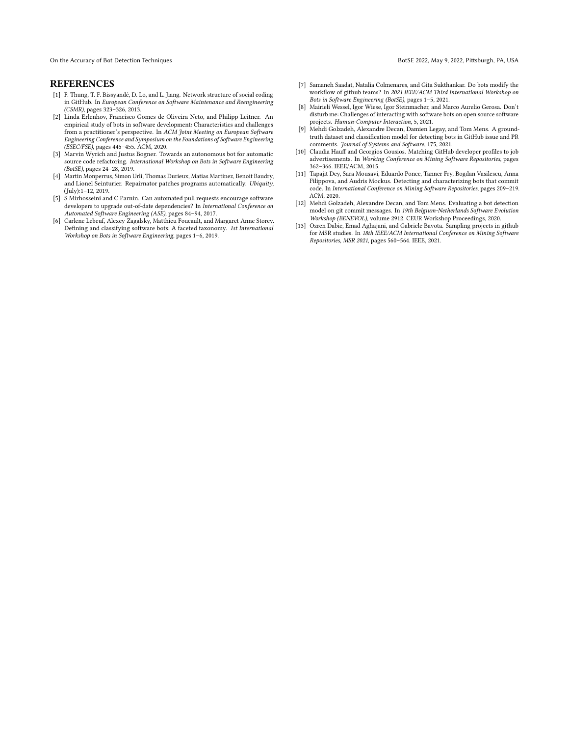# REFERENCES

[1] F. Thung, T. F. Bissyandé, D. Lo, and L. Jiang. Network structure of social coding in GitHub. In *European Conference on Software Maintenance and Reengineering (CSMR)*, pages 323–326, 2013.

[2] Linda Erlenhov, Francisco Gomes de Oliveira Neto, and Philipp Leitner. An empirical study of bots in software development: Characteristics and challenges from a practitioner's perspective. In *ACM Joint Meeting on European Software Engineering Conference and Symposium on the Foundations of Software Engineering (ESEC/FSE)*, pages 445–455. ACM, 2020.

[3] Marvin Wyrich and Justus Bogner. Towards an autonomous bot for automatic source code refactoring. *International Workshop on Bots in Software Engineering (BotSE)*, pages 24–28, 2019.

[4] Martin Monperrus, Simon Urli, Thomas Durieux, Matias Martinez, Benoit Baudry, and Lionel Seinturier. Repairnator patches programs automatically. *Ubiquity*, (July):1–12, 2019.

[5] S Mirhosseini and C Parnin. Can automated pull requests encourage software developers to upgrade out-of-date dependencies? In *International Conference on Automated Software Engineering (ASE)*, pages 84–94, 2017.

[6] Carlene Lebeuf, Alexey Zagalsky, Matthieu Foucault, and Margaret Anne Storey. Defining and classifying software bots: A faceted taxonomy. *1st International Workshop on Bots in Software Engineering*, pages 1–6, 2019.

[7] Samaneh Saadat, Natalia Colmenares, and Gita Sukthankar. Do bots modify the workflow of github teams? In *2021 IEEE/ACM Third International Workshop on Bots in Software Engineering (BotSE)*, pages 1–5, 2021.

[8] Mairieli Wessel, Igor Wiese, Igor Steinmacher, and Marco Aurelio Gerosa. Don't disturb me: Challenges of interacting with software bots on open source software projects. *Human-Computer Interaction*, 5, 2021.

[9] Mehdi Golzadeh, Alexandre Decan, Damien Legay, and Tom Mens. A ground-truth dataset and classification model for detecting bots in GitHub issue and PR comments. *Journal of Systems and Software*, 175, 2021.

[10] Claudia Hauff and Georgios Gousios. Matching GitHub developer profiles to job advertisements. In *Working Conference on Mining Software Repositories*, pages 362–366. IEEE/ACM, 2015.

[11] Tapajit Dey, Sara Mousavi, Eduardo Ponce, Tanner Fry, Bogdan Vasilescu, Anna Filippova, and Audris Mockus. Detecting and characterizing bots that commit code. In *International Conference on Mining Software Repositories*, pages 209–219. ACM, 2020.

[12] Mehdi Golzadeh, Alexandre Decan, and Tom Mens. Evaluating a bot detection model on git commit messages. In *19th Belgium-Netherlands Software Evolution Workshop (BENEVOL)*, volume 2912. CEUR Workshop Proceedings, 2020.

[13] Ozren Dabic, Emad Aghajani, and Gabriele Bavota. Sampling projects in github for MSR studies. In *18th IEEE/ACM International Conference on Mining Software Repositories, MSR 2021*, pages 560–564. IEEE, 2021.